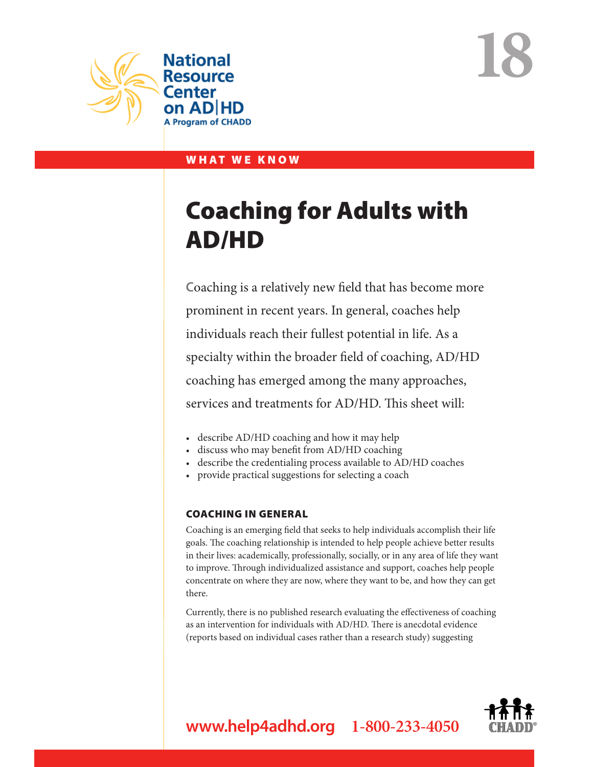National Resource Center on AD|HD
A Program of CHADD

18

WHAT WE KNOW

# Coaching for Adults with AD/HD

Coaching is a relatively new field that has become more prominent in recent years. In general, coaches help individuals reach their fullest potential in life. As a specialty within the broader field of coaching, AD/HD coaching has emerged among the many approaches, services and treatments for AD/HD. This sheet will:

- describe AD/HD coaching and how it may help
- discuss who may benefit from AD/HD coaching
- describe the credentialing process available to AD/HD coaches
- provide practical suggestions for selecting a coach

## COACHING IN GENERAL

Coaching is an emerging field that seeks to help individuals accomplish their life goals. The coaching relationship is intended to help people achieve better results in their lives: academically, professionally, socially, or in any area of life they want to improve. Through individualized assistance and support, coaches help people concentrate on where they are now, where they want to be, and how they can get there.

Currently, there is no published research evaluating the effectiveness of coaching as an intervention for individuals with AD/HD. There is anecdotal evidence (reports based on individual cases rather than a research study) suggesting

www.help4adhd.org 1-800-233-4050

CHADD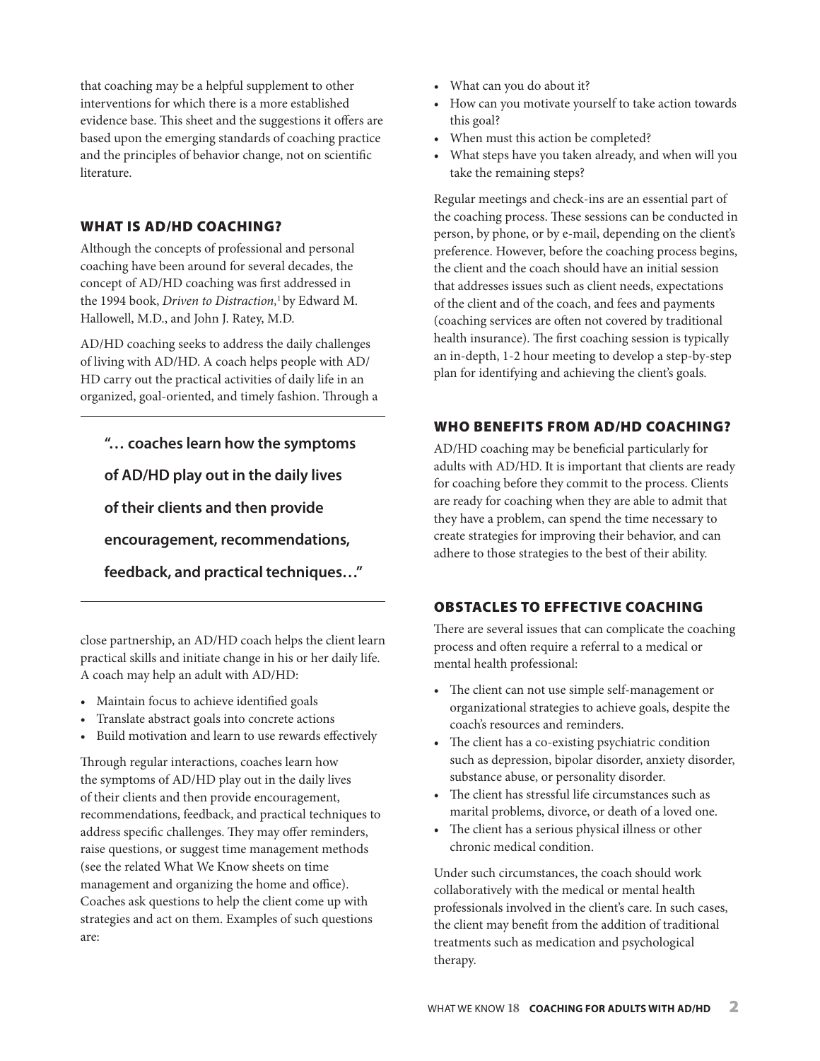that coaching may be a helpful supplement to other interventions for which there is a more established evidence base. This sheet and the suggestions it offers are based upon the emerging standards of coaching practice and the principles of behavior change, not on scientific literature.

## WHAT IS AD/HD COACHING?

Although the concepts of professional and personal coaching have been around for several decades, the concept of AD/HD coaching was first addressed in the 1994 book, *Driven to Distraction,*[1] by Edward M. Hallowell, M.D., and John J. Ratey, M.D.

AD/HD coaching seeks to address the daily challenges of living with AD/HD. A coach helps people with AD/HD carry out the practical activities of daily life in an organized, goal-oriented, and timely fashion. Through a close partnership, an AD/HD coach helps the client learn practical skills and initiate change in his or her daily life. A coach may help an adult with AD/HD:

> **"… coaches learn how the symptoms of AD/HD play out in the daily lives of their clients and then provide encouragement, recommendations, feedback, and practical techniques…"**

- Maintain focus to achieve identified goals
- Translate abstract goals into concrete actions
- Build motivation and learn to use rewards effectively

Through regular interactions, coaches learn how the symptoms of AD/HD play out in the daily lives of their clients and then provide encouragement, recommendations, feedback, and practical techniques to address specific challenges. They may offer reminders, raise questions, or suggest time management methods (see the related What We Know sheets on time management and organizing the home and office). Coaches ask questions to help the client come up with strategies and act on them. Examples of such questions are:

- What can you do about it?
- How can you motivate yourself to take action towards this goal?
- When must this action be completed?
- What steps have you taken already, and when will you take the remaining steps?

Regular meetings and check-ins are an essential part of the coaching process. These sessions can be conducted in person, by phone, or by e-mail, depending on the client's preference. However, before the coaching process begins, the client and the coach should have an initial session that addresses issues such as client needs, expectations of the client and of the coach, and fees and payments (coaching services are often not covered by traditional health insurance). The first coaching session is typically an in-depth, 1-2 hour meeting to develop a step-by-step plan for identifying and achieving the client's goals.

## WHO BENEFITS FROM AD/HD COACHING?

AD/HD coaching may be beneficial particularly for adults with AD/HD. It is important that clients are ready for coaching before they commit to the process. Clients are ready for coaching when they are able to admit that they have a problem, can spend the time necessary to create strategies for improving their behavior, and can adhere to those strategies to the best of their ability.

## OBSTACLES TO EFFECTIVE COACHING

There are several issues that can complicate the coaching process and often require a referral to a medical or mental health professional:

- The client can not use simple self-management or organizational strategies to achieve goals, despite the coach's resources and reminders.
- The client has a co-existing psychiatric condition such as depression, bipolar disorder, anxiety disorder, substance abuse, or personality disorder.
- The client has stressful life circumstances such as marital problems, divorce, or death of a loved one.
- The client has a serious physical illness or other chronic medical condition.

Under such circumstances, the coach should work collaboratively with the medical or mental health professionals involved in the client's care. In such cases, the client may benefit from the addition of traditional treatments such as medication and psychological therapy.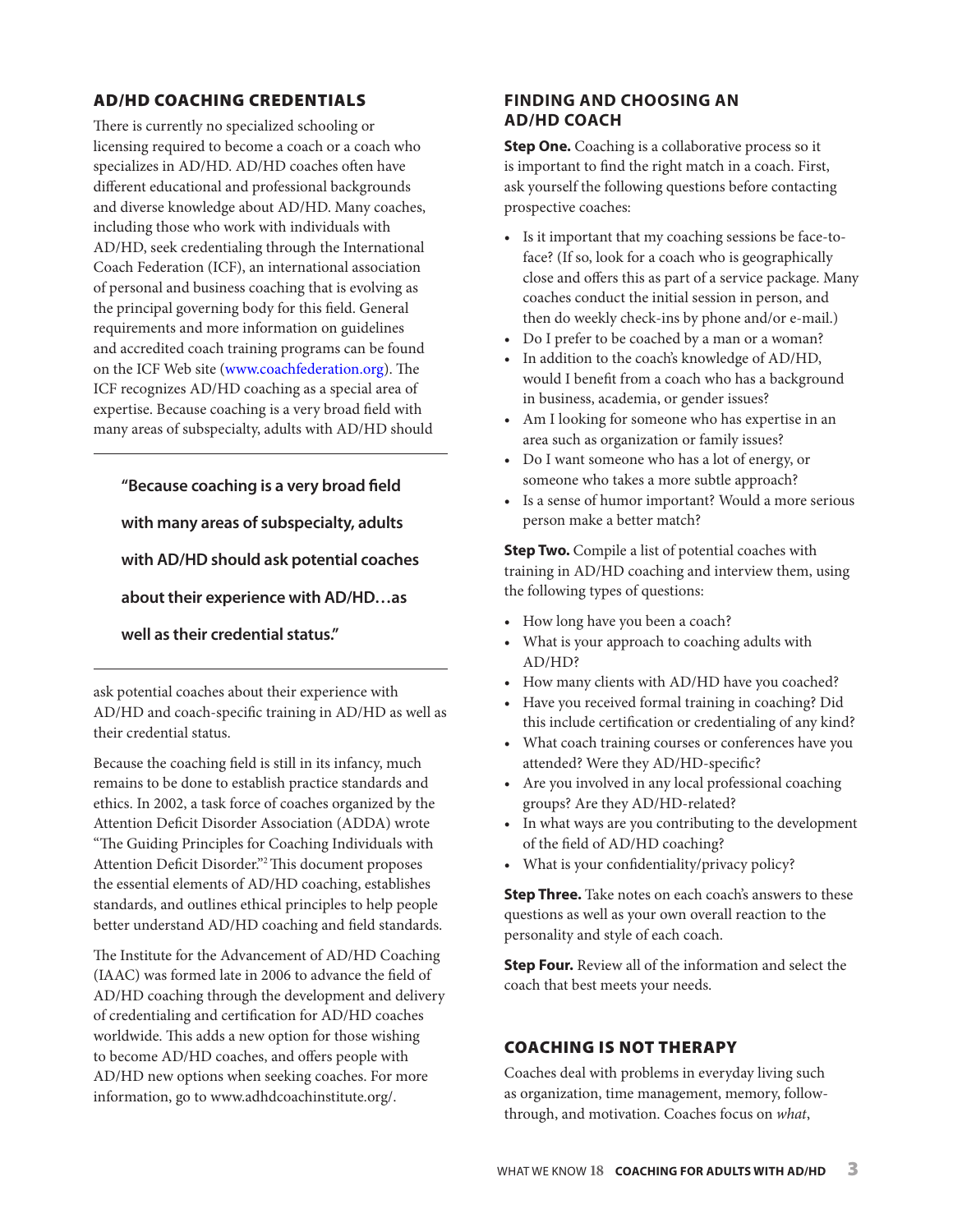## AD/HD COACHING CREDENTIALS

There is currently no specialized schooling or licensing required to become a coach or a coach who specializes in AD/HD. AD/HD coaches often have different educational and professional backgrounds and diverse knowledge about AD/HD. Many coaches, including those who work with individuals with AD/HD, seek credentialing through the International Coach Federation (ICF), an international association of personal and business coaching that is evolving as the principal governing body for this field. General requirements and more information on guidelines and accredited coach training programs can be found on the ICF Web site (www.coachfederation.org). The ICF recognizes AD/HD coaching as a special area of expertise. Because coaching is a very broad field with many areas of subspecialty, adults with AD/HD should ask potential coaches about their experience with AD/HD and coach-specific training in AD/HD as well as their credential status.

> **"Because coaching is a very broad field with many areas of subspecialty, adults with AD/HD should ask potential coaches about their experience with AD/HD…as well as their credential status."**

Because the coaching field is still in its infancy, much remains to be done to establish practice standards and ethics. In 2002, a task force of coaches organized by the Attention Deficit Disorder Association (ADDA) wrote "The Guiding Principles for Coaching Individuals with Attention Deficit Disorder."[2] This document proposes the essential elements of AD/HD coaching, establishes standards, and outlines ethical principles to help people better understand AD/HD coaching and field standards.

The Institute for the Advancement of AD/HD Coaching (IAAC) was formed late in 2006 to advance the field of AD/HD coaching through the development and delivery of credentialing and certification for AD/HD coaches worldwide. This adds a new option for those wishing to become AD/HD coaches, and offers people with AD/HD new options when seeking coaches. For more information, go to www.adhdcoachinstitute.org/.

## FINDING AND CHOOSING AN AD/HD COACH

**Step One.** Coaching is a collaborative process so it is important to find the right match in a coach. First, ask yourself the following questions before contacting prospective coaches:

- Is it important that my coaching sessions be face-to-face? (If so, look for a coach who is geographically close and offers this as part of a service package. Many coaches conduct the initial session in person, and then do weekly check-ins by phone and/or e-mail.)
- Do I prefer to be coached by a man or a woman?
- In addition to the coach's knowledge of AD/HD, would I benefit from a coach who has a background in business, academia, or gender issues?
- Am I looking for someone who has expertise in an area such as organization or family issues?
- Do I want someone who has a lot of energy, or someone who takes a more subtle approach?
- Is a sense of humor important? Would a more serious person make a better match?

**Step Two.** Compile a list of potential coaches with training in AD/HD coaching and interview them, using the following types of questions:

- How long have you been a coach?
- What is your approach to coaching adults with AD/HD?
- How many clients with AD/HD have you coached?
- Have you received formal training in coaching? Did this include certification or credentialing of any kind?
- What coach training courses or conferences have you attended? Were they AD/HD-specific?
- Are you involved in any local professional coaching groups? Are they AD/HD-related?
- In what ways are you contributing to the development of the field of AD/HD coaching?
- What is your confidentiality/privacy policy?

**Step Three.** Take notes on each coach's answers to these questions as well as your own overall reaction to the personality and style of each coach.

**Step Four.** Review all of the information and select the coach that best meets your needs.

## COACHING IS NOT THERAPY

Coaches deal with problems in everyday living such as organization, time management, memory, follow-through, and motivation. Coaches focus on *what*,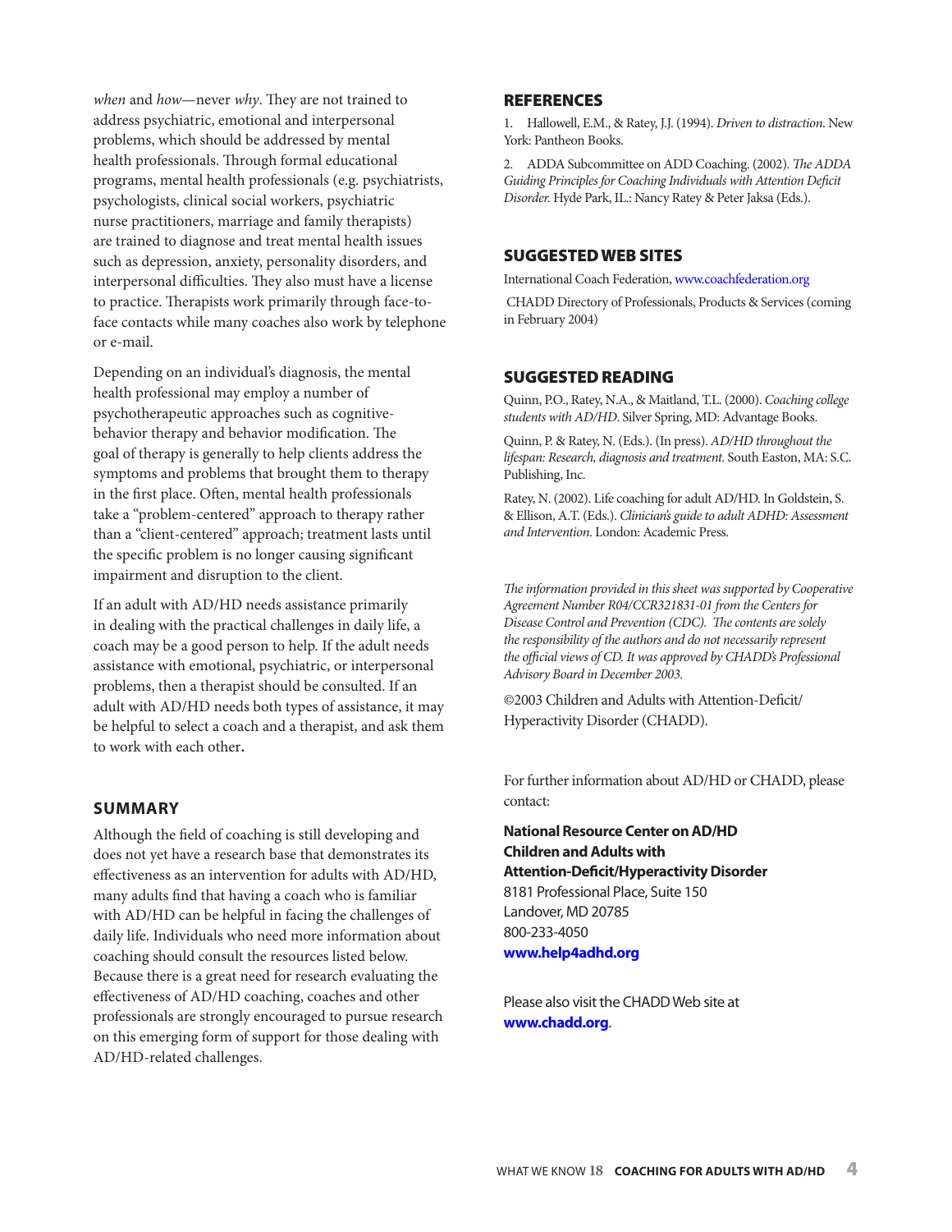*when* and *how*—never *why*. They are not trained to address psychiatric, emotional and interpersonal problems, which should be addressed by mental health professionals. Through formal educational programs, mental health professionals (e.g. psychiatrists, psychologists, clinical social workers, psychiatric nurse practitioners, marriage and family therapists) are trained to diagnose and treat mental health issues such as depression, anxiety, personality disorders, and interpersonal difficulties. They also must have a license to practice. Therapists work primarily through face-to-face contacts while many coaches also work by telephone or e-mail.

Depending on an individual's diagnosis, the mental health professional may employ a number of psychotherapeutic approaches such as cognitive-behavior therapy and behavior modification. The goal of therapy is generally to help clients address the symptoms and problems that brought them to therapy in the first place. Often, mental health professionals take a "problem-centered" approach to therapy rather than a "client-centered" approach; treatment lasts until the specific problem is no longer causing significant impairment and disruption to the client.

If an adult with AD/HD needs assistance primarily in dealing with the practical challenges in daily life, a coach may be a good person to help. If the adult needs assistance with emotional, psychiatric, or interpersonal problems, then a therapist should be consulted. If an adult with AD/HD needs both types of assistance, it may be helpful to select a coach and a therapist, and ask them to work with each other.

## SUMMARY

Although the field of coaching is still developing and does not yet have a research base that demonstrates its effectiveness as an intervention for adults with AD/HD, many adults find that having a coach who is familiar with AD/HD can be helpful in facing the challenges of daily life. Individuals who need more information about coaching should consult the resources listed below. Because there is a great need for research evaluating the effectiveness of AD/HD coaching, coaches and other professionals are strongly encouraged to pursue research on this emerging form of support for those dealing with AD/HD-related challenges.

## REFERENCES

1. Hallowell, E.M., & Ratey, J.J. (1994). *Driven to distraction*. New York: Pantheon Books.

2. ADDA Subcommittee on ADD Coaching. (2002). *The ADDA Guiding Principles for Coaching Individuals with Attention Deficit Disorder.* Hyde Park, IL.: Nancy Ratey & Peter Jaksa (Eds.).

## SUGGESTED WEB SITES

International Coach Federation, www.coachfederation.org

CHADD Directory of Professionals, Products & Services (coming in February 2004)

## SUGGESTED READING

Quinn, P.O., Ratey, N.A., & Maitland, T.L. (2000). *Coaching college students with AD/HD*. Silver Spring, MD: Advantage Books.

Quinn, P. & Ratey, N. (Eds.). (In press). *AD/HD throughout the lifespan: Research, diagnosis and treatment.* South Easton, MA: S.C. Publishing, Inc.

Ratey, N. (2002). Life coaching for adult AD/HD. In Goldstein, S. & Ellison, A.T. (Eds.). *Clinician's guide to adult ADHD: Assessment and Intervention*. London: Academic Press.

*The information provided in this sheet was supported by Cooperative Agreement Number R04/CCR321831-01 from the Centers for Disease Control and Prevention (CDC). The contents are solely the responsibility of the authors and do not necessarily represent the official views of CD. It was approved by CHADD's Professional Advisory Board in December 2003.*

©2003 Children and Adults with Attention-Deficit/Hyperactivity Disorder (CHADD).

For further information about AD/HD or CHADD, please contact:

**National Resource Center on AD/HD**
**Children and Adults with Attention-Deficit/Hyperactivity Disorder**
8181 Professional Place, Suite 150
Landover, MD 20785
800-233-4050
**www.help4adhd.org**

Please also visit the CHADD Web site at **www.chadd.org**.